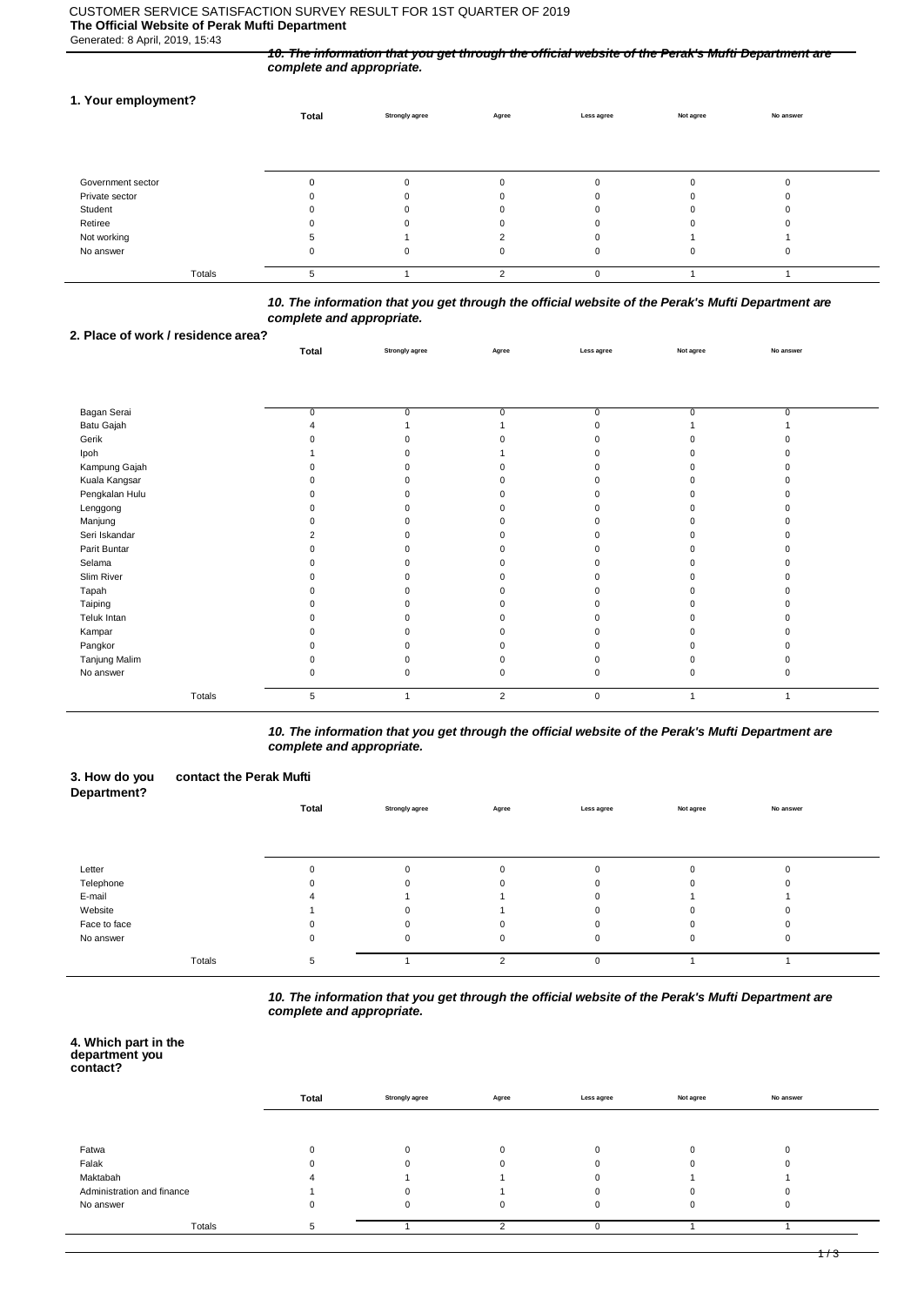CUSTOMER SERVICE SATISFACTION SURVEY RESULT FOR 1ST QUARTER OF 2019
**The Official Website of Perak Mufti Department**
Generated: 8 April, 2019, 15:43

***10. The information that you get through the official website of the Perak's Mufti Department are complete and appropriate.***

### 1. Your employment?

| | Total | Strongly agree | Agree | Less agree | Not agree | No answer |
|---|---|---|---|---|---|---|
| Government sector | 0 | 0 | 0 | 0 | 0 | 0 |
| Private sector | 0 | 0 | 0 | 0 | 0 | 0 |
| Student | 0 | 0 | 0 | 0 | 0 | 0 |
| Retiree | 0 | 0 | 0 | 0 | 0 | 0 |
| Not working | 5 | 1 | 2 | 0 | 1 | 1 |
| No answer | 0 | 0 | 0 | 0 | 0 | 0 |
| Totals | 5 | 1 | 2 | 0 | 1 | 1 |

***10. The information that you get through the official website of the Perak's Mufti Department are complete and appropriate.***

### 2. Place of work / residence area?

| | Total | Strongly agree | Agree | Less agree | Not agree | No answer |
|---|---|---|---|---|---|---|
| Bagan Serai | 0 | 0 | 0 | 0 | 0 | 0 |
| Batu Gajah | 4 | 1 | 1 | 0 | 1 | 1 |
| Gerik | 0 | 0 | 0 | 0 | 0 | 0 |
| Ipoh | 1 | 0 | 1 | 0 | 0 | 0 |
| Kampung Gajah | 0 | 0 | 0 | 0 | 0 | 0 |
| Kuala Kangsar | 0 | 0 | 0 | 0 | 0 | 0 |
| Pengkalan Hulu | 0 | 0 | 0 | 0 | 0 | 0 |
| Lenggong | 0 | 0 | 0 | 0 | 0 | 0 |
| Manjung | 0 | 0 | 0 | 0 | 0 | 0 |
| Seri Iskandar | 2 | 0 | 0 | 0 | 0 | 0 |
| Parit Buntar | 0 | 0 | 0 | 0 | 0 | 0 |
| Selama | 0 | 0 | 0 | 0 | 0 | 0 |
| Slim River | 0 | 0 | 0 | 0 | 0 | 0 |
| Tapah | 0 | 0 | 0 | 0 | 0 | 0 |
| Taiping | 0 | 0 | 0 | 0 | 0 | 0 |
| Teluk Intan | 0 | 0 | 0 | 0 | 0 | 0 |
| Kampar | 0 | 0 | 0 | 0 | 0 | 0 |
| Pangkor | 0 | 0 | 0 | 0 | 0 | 0 |
| Tanjung Malim | 0 | 0 | 0 | 0 | 0 | 0 |
| No answer | 0 | 0 | 0 | 0 | 0 | 0 |
| Totals | 5 | 1 | 2 | 0 | 1 | 1 |

***10. The information that you get through the official website of the Perak's Mufti Department are complete and appropriate.***

### 3. How do you contact the Perak Mufti Department?

| | Total | Strongly agree | Agree | Less agree | Not agree | No answer |
|---|---|---|---|---|---|---|
| Letter | 0 | 0 | 0 | 0 | 0 | 0 |
| Telephone | 0 | 0 | 0 | 0 | 0 | 0 |
| E-mail | 4 | 1 | 1 | 0 | 1 | 1 |
| Website | 1 | 0 | 1 | 0 | 0 | 0 |
| Face to face | 0 | 0 | 0 | 0 | 0 | 0 |
| No answer | 0 | 0 | 0 | 0 | 0 | 0 |
| Totals | 5 | 1 | 2 | 0 | 1 | 1 |

***10. The information that you get through the official website of the Perak's Mufti Department are complete and appropriate.***

### 4. Which part in the department you contact?

| | Total | Strongly agree | Agree | Less agree | Not agree | No answer |
|---|---|---|---|---|---|---|
| Fatwa | 0 | 0 | 0 | 0 | 0 | 0 |
| Falak | 0 | 0 | 0 | 0 | 0 | 0 |
| Maktabah | 4 | 1 | 1 | 0 | 1 | 1 |
| Administration and finance | 1 | 0 | 1 | 0 | 0 | 0 |
| No answer | 0 | 0 | 0 | 0 | 0 | 0 |
| Totals | 5 | 1 | 2 | 0 | 1 | 1 |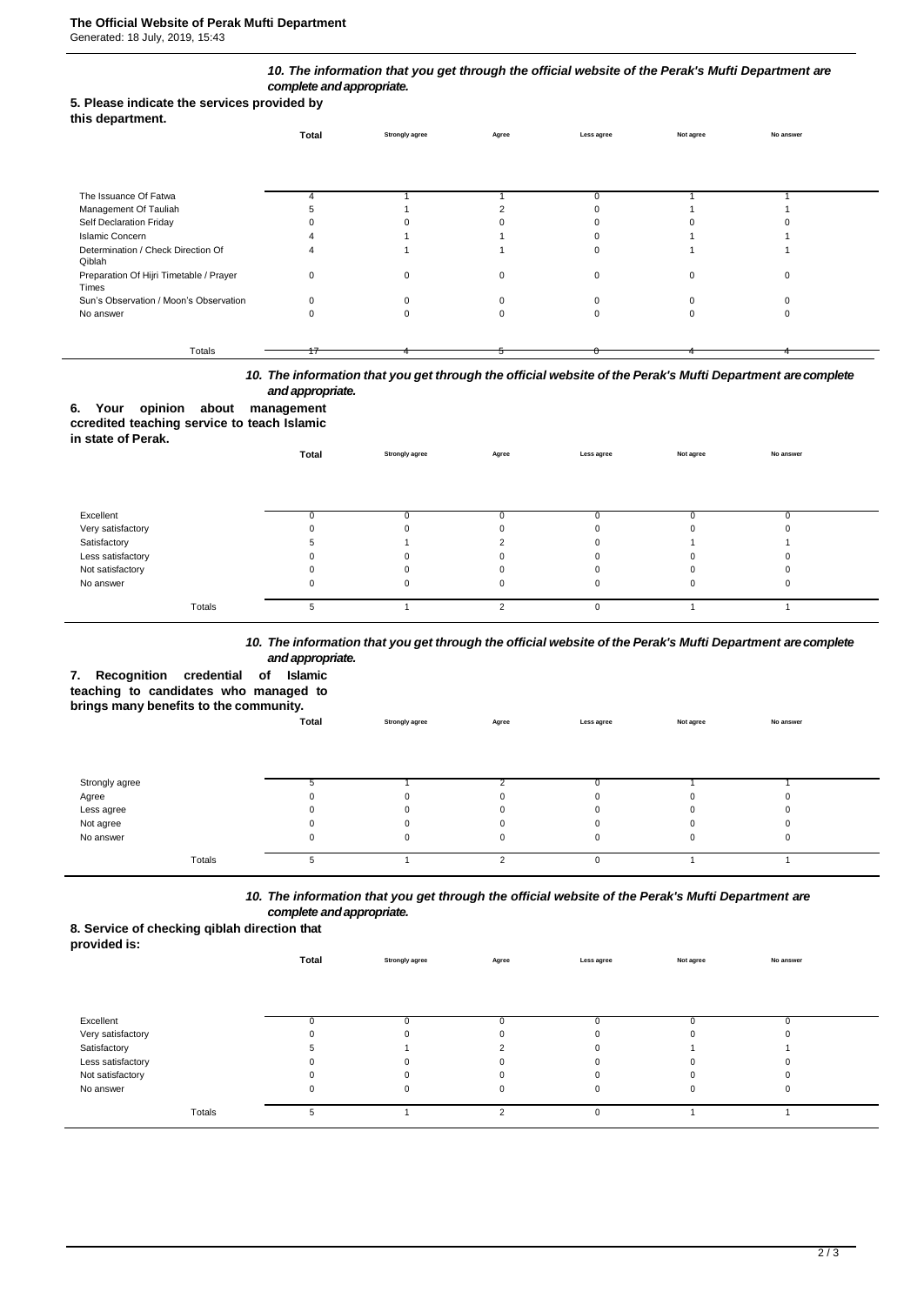**5. Please indicate the services provided by this department.**

| | 10. The information that you get through the official website of the Perak's Mufti Department are complete and appropriate. | | | | | |
|---|---|---|---|---|---|---|
| | Total | Strongly agree | Agree | Less agree | Not agree | No answer |
| The Issuance Of Fatwa | 4 | 1 | 1 | 0 | 1 | 1 |
| Management Of Tauliah | 5 | 1 | 2 | 0 | 1 | 1 |
| Self Declaration Friday | 0 | 0 | 0 | 0 | 0 | 0 |
| Islamic Concern | 4 | 1 | 1 | 0 | 1 | 1 |
| Determination / Check Direction Of Qiblah | 4 | 1 | 1 | 0 | 1 | 1 |
| Preparation Of Hijri Timetable / Prayer Times | 0 | 0 | 0 | 0 | 0 | 0 |
| Sun's Observation / Moon's Observation | 0 | 0 | 0 | 0 | 0 | 0 |
| No answer | 0 | 0 | 0 | 0 | 0 | 0 |
| Totals | 17 | 4 | 5 | 0 | 4 | 4 |

**6. Your opinion about management ccredited teaching service to teach Islamic in state of Perak.**

| | 10. The information that you get through the official website of the Perak's Mufti Department are complete and appropriate. | | | | | |
|---|---|---|---|---|---|---|
| | Total | Strongly agree | Agree | Less agree | Not agree | No answer |
| Excellent | 0 | 0 | 0 | 0 | 0 | 0 |
| Very satisfactory | 0 | 0 | 0 | 0 | 0 | 0 |
| Satisfactory | 5 | 1 | 2 | 0 | 1 | 1 |
| Less satisfactory | 0 | 0 | 0 | 0 | 0 | 0 |
| Not satisfactory | 0 | 0 | 0 | 0 | 0 | 0 |
| No answer | 0 | 0 | 0 | 0 | 0 | 0 |
| Totals | 5 | 1 | 2 | 0 | 1 | 1 |

**7. Recognition credential of Islamic teaching to candidates who managed to brings many benefits to the community.**

| | 10. The information that you get through the official website of the Perak's Mufti Department are complete and appropriate. | | | | | |
|---|---|---|---|---|---|---|
| | Total | Strongly agree | Agree | Less agree | Not agree | No answer |
| Strongly agree | 5 | 1 | 2 | 0 | 1 | 1 |
| Agree | 0 | 0 | 0 | 0 | 0 | 0 |
| Less agree | 0 | 0 | 0 | 0 | 0 | 0 |
| Not agree | 0 | 0 | 0 | 0 | 0 | 0 |
| No answer | 0 | 0 | 0 | 0 | 0 | 0 |
| Totals | 5 | 1 | 2 | 0 | 1 | 1 |

**8. Service of checking qiblah direction that provided is:**

| | 10. The information that you get through the official website of the Perak's Mufti Department are complete and appropriate. | | | | | |
|---|---|---|---|---|---|---|
| | Total | Strongly agree | Agree | Less agree | Not agree | No answer |
| Excellent | 0 | 0 | 0 | 0 | 0 | 0 |
| Very satisfactory | 0 | 0 | 0 | 0 | 0 | 0 |
| Satisfactory | 5 | 1 | 2 | 0 | 1 | 1 |
| Less satisfactory | 0 | 0 | 0 | 0 | 0 | 0 |
| Not satisfactory | 0 | 0 | 0 | 0 | 0 | 0 |
| No answer | 0 | 0 | 0 | 0 | 0 | 0 |
| Totals | 5 | 1 | 2 | 0 | 1 | 1 |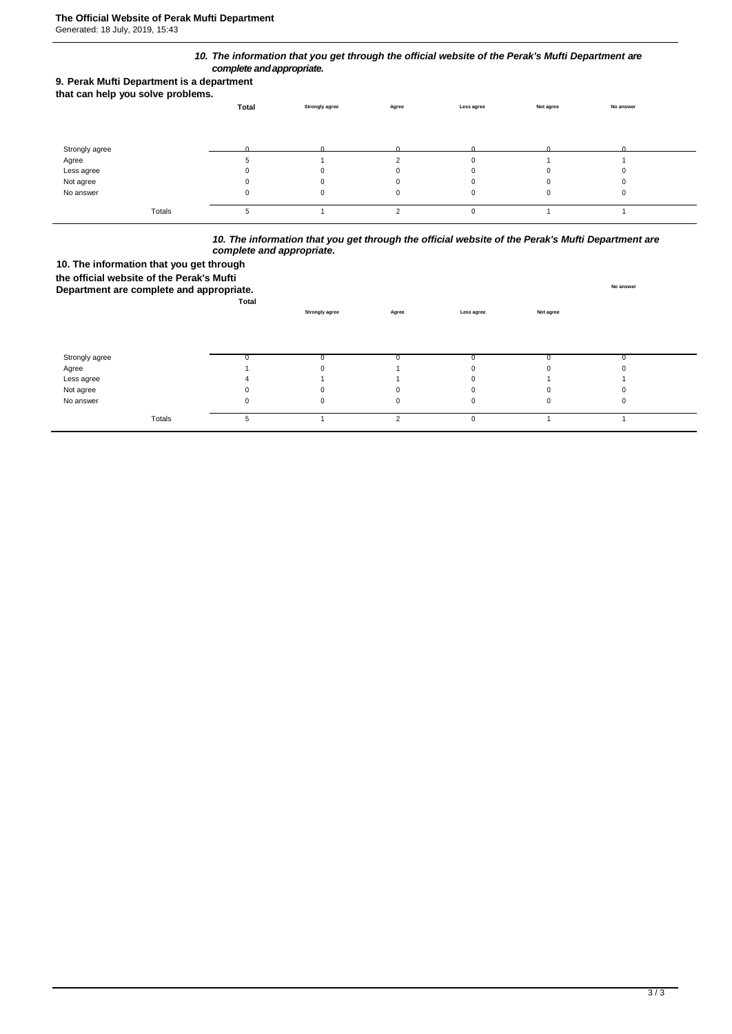## 9. Perak Mufti Department is a department that can help you solve problems.

*10. The information that you get through the official website of the Perak's Mufti Department are complete and appropriate.*

| | Total | Strongly agree | Agree | Less agree | Not agree | No answer |
|---|---|---|---|---|---|---|
| Strongly agree | 0 | 0 | 0 | 0 | 0 | 0 |
| Agree | 5 | 1 | 2 | 0 | 1 | 1 |
| Less agree | 0 | 0 | 0 | 0 | 0 | 0 |
| Not agree | 0 | 0 | 0 | 0 | 0 | 0 |
| No answer | 0 | 0 | 0 | 0 | 0 | 0 |
| Totals | 5 | 1 | 2 | 0 | 1 | 1 |

## 10. The information that you get through the official website of the Perak's Mufti Department are complete and appropriate.

*10. The information that you get through the official website of the Perak's Mufti Department are complete and appropriate.*

| | Total | Strongly agree | Agree | Less agree | Not agree | No answer |
|---|---|---|---|---|---|---|
| Strongly agree | 0 | 0 | 0 | 0 | 0 | 0 |
| Agree | 1 | 0 | 1 | 0 | 0 | 0 |
| Less agree | 4 | 1 | 1 | 0 | 1 | 1 |
| Not agree | 0 | 0 | 0 | 0 | 0 | 0 |
| No answer | 0 | 0 | 0 | 0 | 0 | 0 |
| Totals | 5 | 1 | 2 | 0 | 1 | 1 |